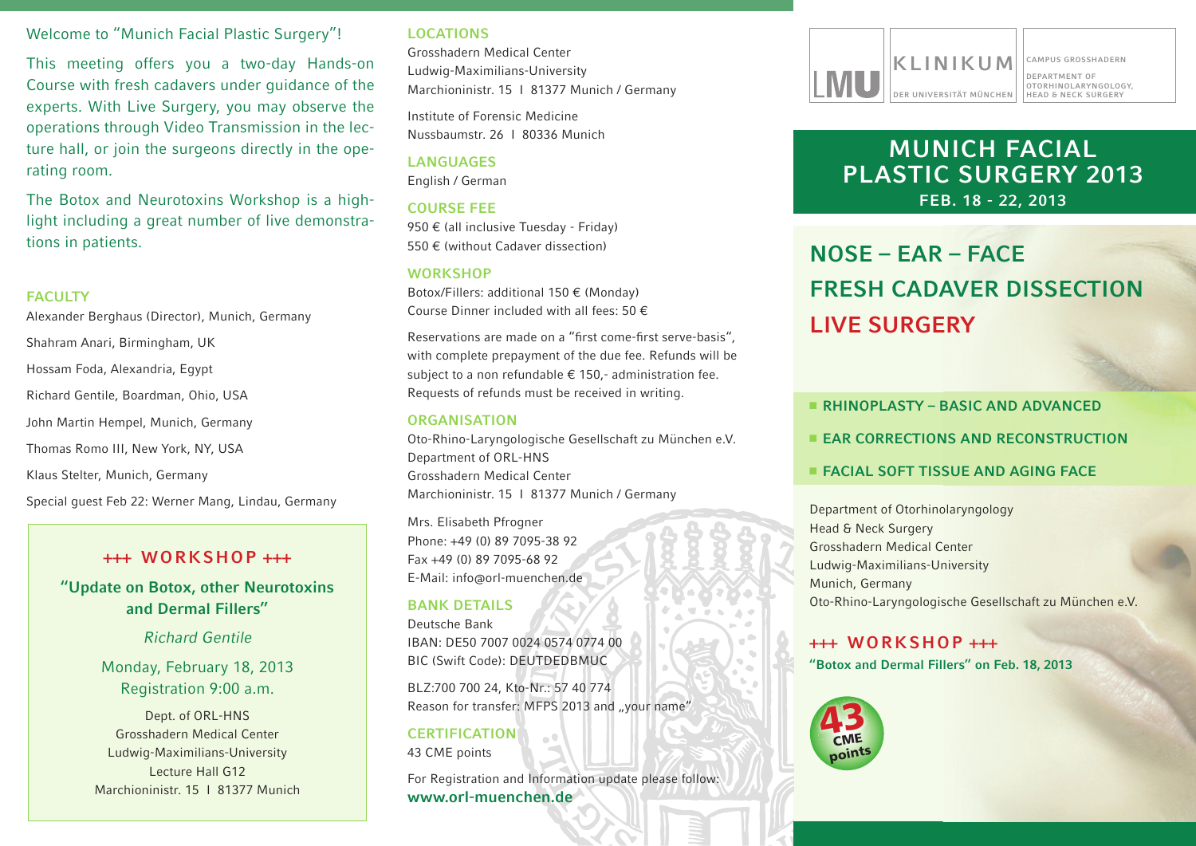Welcome to "Munich Facial Plastic Surgery"!

This meeting offers you a two-day Hands-on Course with fresh cadavers under guidance of the experts. With Live Surgery, you may observe the operations through Video Transmission in the lecture hall, or join the surgeons directly in the operating room.

The Botox and Neurotoxins Workshop is a highlight including a great number of live demonstrations in patients.

### FACULTY

Alexander Berghaus (Director), Munich, Germany

Shahram Anari, Birmingham, UK

Hossam Foda, Alexandria, Egypt

Richard Gentile, Boardman, Ohio, USA

John Martin Hempel, Munich, Germany

Thomas Romo III, New York, NY, USA

Klaus Stelter, Munich, Germany

Special guest Feb 22: Werner Mang, Lindau, Germany

### +++ WORKSHOP +++

**"Update on Botox, other Neurotoxins and Dermal Fillers"**

*Richard Gentile*

Monday, February 18, 2013
Registration 9:00 a.m.

Dept. of ORL-HNS
Grosshadern Medical Center
Ludwig-Maximilians-University
Lecture Hall G12
Marchioninistr. 15 I 81377 Munich

### LOCATIONS

Grosshadern Medical Center
Ludwig-Maximilians-University
Marchioninistr. 15 I 81377 Munich / Germany

Institute of Forensic Medicine
Nussbaumstr. 26 I 80336 Munich

### LANGUAGES

English / German

### COURSE FEE

950 € (all inclusive Tuesday - Friday)
550 € (without Cadaver dissection)

### WORKSHOP

Botox/Fillers: additional 150 € (Monday)
Course Dinner included with all fees: 50 €

Reservations are made on a "first come-first serve-basis", with complete prepayment of the due fee. Refunds will be subject to a non refundable € 150,- administration fee. Requests of refunds must be received in writing.

### ORGANISATION

Oto-Rhino-Laryngologische Gesellschaft zu München e.V.
Department of ORL-HNS
Grosshadern Medical Center
Marchioninistr. 15 I 81377 Munich / Germany

Mrs. Elisabeth Pfrogner
Phone: +49 (0) 89 7095-38 92
Fax +49 (0) 89 7095-68 92
E-Mail: info@orl-muenchen.de

### BANK DETAILS

Deutsche Bank
IBAN: DE50 7007 0024 0574 0774 00
BIC (Swift Code): DEUTDEDBMUC

BLZ:700 700 24, Kto-Nr.: 57 40 774
Reason for transfer: MFPS 2013 and „your name"

### CERTIFICATION

43 CME points

For Registration and Information update please follow:
**www.orl-muenchen.de**

LMU KLINIKUM DER UNIVERSITÄT MÜNCHEN
CAMPUS GROSSHADERN
DEPARTMENT OF OTORHINOLARYNGOLOGY, HEAD & NECK SURGERY

# MUNICH FACIAL PLASTIC SURGERY 2013

**FEB. 18 - 22, 2013**

## NOSE – EAR – FACE
## FRESH CADAVER DISSECTION
## LIVE SURGERY

- **RHINOPLASTY – BASIC AND ADVANCED**
- **EAR CORRECTIONS AND RECONSTRUCTION**
- **FACIAL SOFT TISSUE AND AGING FACE**

Department of Otorhinolaryngology
Head & Neck Surgery
Grosshadern Medical Center
Ludwig-Maximilians-University
Munich, Germany
Oto-Rhino-Laryngologische Gesellschaft zu München e.V.

### +++ WORKSHOP +++

**"Botox and Dermal Fillers" on Feb. 18, 2013**

43 CME points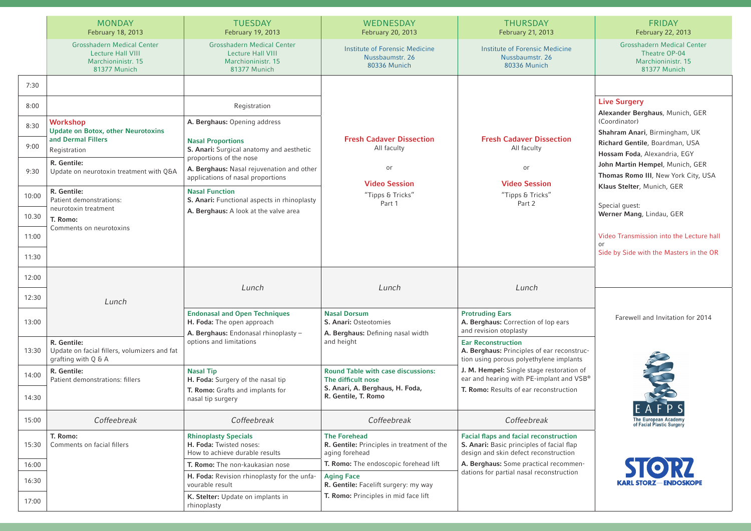| | MONDAY February 18, 2013 | TUESDAY February 19, 2013 | WEDNESDAY February 20, 2013 | THURSDAY February 21, 2013 | FRIDAY February 22, 2013 |
|---|---|---|---|---|---|
| | Grosshadern Medical Center Lecture Hall VIII Marchioninistr. 15 81377 Munich | Grosshadern Medical Center Lecture Hall VIII Marchioninistr. 15 81377 Munich | Institute of Forensic Medicine Nussbaumstr. 26 80336 Munich | Institute of Forensic Medicine Nussbaumstr. 26 80336 Munich | Grosshadern Medical Center Theatre OP-04 Marchioninistr. 15 81377 Munich |
| 7:30 | | | | | |
| 8:00 | | Registration | **Fresh Cadaver Dissection** All faculty or **Video Session** "Tipps & Tricks" Part 1 | **Fresh Cadaver Dissection** All faculty or **Video Session** "Tipps & Tricks" Part 2 | **Live Surgery** **Alexander Berghaus**, Munich, GER (Coordinator) **Shahram Anari**, Birmingham, UK **Richard Gentile**, Boardman, USA **Hossam Foda**, Alexandria, EGY **John Martin Hempel**, Munich, GER **Thomas Romo III**, New York City, USA **Klaus Stelter**, Munich, GER Special guest: **Werner Mang**, Lindau, GER Video Transmission into the Lecture hall or Side by Side with the Masters in the OR |
| 8:30 | **Workshop** **Update on Botox, other Neurotoxins and Dermal Fillers** | **A. Berghaus:** Opening address | | | |
| 9:00 | Registration | **Nasal Proportions** **S. Anari:** Surgical anatomy and aesthetic proportions of the nose | | | |
| 9:30 | **R. Gentile:** Update on neurotoxin treatment with Q&A | **A. Berghaus:** Nasal rejuvenation and other applications of nasal proportions | | | |
| 10:00 | **R. Gentile:** Patient demonstrations: neurotoxin treatment | **Nasal Function** **S. Anari:** Functional aspects in rhinoplasty | | | |
| 10.30 | **T. Romo:** Comments on neurotoxins | **A. Berghaus:** A look at the valve area | | | |
| 11:00 | | | | | |
| 11:30 | | | | | |
| 12:00 | *Lunch* | *Lunch* | *Lunch* | *Lunch* | |
| 12:30 | | | | | Farewell and Invitation for 2014 |
| 13:00 | | **Endonasal and Open Techniques** **H. Foda:** The open approach | **Nasal Dorsum** **S. Anari:** Osteotomies | **Protruding Ears** **A. Berghaus:** Correction of lop ears and revision otoplasty | |
| 13:30 | **R. Gentile:** Update on facial fillers, volumizers and fat grafting with Q & A | **A. Berghaus:** Endonasal rhinoplasty – options and limitations | **A. Berghaus:** Defining nasal width and height | **Ear Reconstruction** **A. Berghaus:** Principles of ear reconstruction using porous polyethylene implants | |
| 14:00 | **R. Gentile:** Patient demonstrations: fillers | **Nasal Tip** **H. Foda:** Surgery of the nasal tip | **Round Table with case discussions: The difficult nose** | **J. M. Hempel:** Single stage restoration of ear and hearing with PE-implant and VSB® | |
| 14:30 | | **T. Romo:** Grafts and implants for nasal tip surgery | **S. Anari, A. Berghaus, H. Foda, R. Gentile, T. Romo** | **T. Romo:** Results of ear reconstruction | |
| 15:00 | *Coffeebreak* | *Coffeebreak* | *Coffeebreak* | *Coffeebreak* | |
| 15:30 | **T. Romo:** Comments on facial fillers | **Rhinoplasty Specials** **H. Foda:** Twisted noses: How to achieve durable results | **The Forehead** **R. Gentile:** Principles in treatment of the aging forehead | **Facial flaps and facial reconstruction** **S. Anari:** Basic principles of facial flap design and skin defect reconstruction | |
| 16:00 | | **T. Romo:** The non-kaukasian nose | **T. Romo:** The endoscopic forehead lift | **A. Berghaus:** Some practical recommendations for partial nasal reconstruction | |
| 16:30 | | **H. Foda:** Revision rhinoplasty for the unfavourable result | **Aging Face** **R. Gentile:** Facelift surgery: my way | | |
| 17:00 | | **K. Stelter:** Update on implants in rhinoplasty | **T. Romo:** Principles in mid face lift | | |

EAFPS
The European Academy of Facial Plastic Surgery

KARL STORZ — ENDOSKOPE